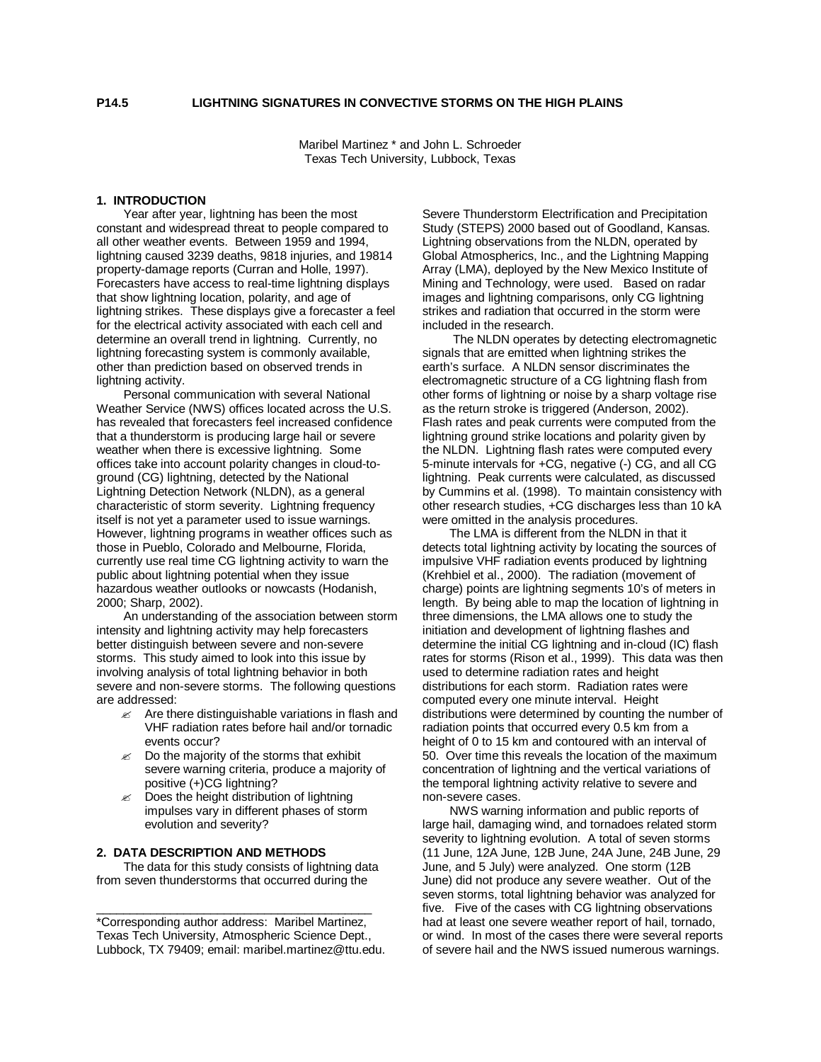**P14.5 LIGHTNING SIGNATURES IN CONVECTIVE STORMS ON THE HIGH PLAINS**

Maribel Martinez * and John L. Schroeder
Texas Tech University, Lubbock, Texas

## 1. INTRODUCTION

Year after year, lightning has been the most constant and widespread threat to people compared to all other weather events. Between 1959 and 1994, lightning caused 3239 deaths, 9818 injuries, and 19814 property-damage reports (Curran and Holle, 1997). Forecasters have access to real-time lightning displays that show lightning location, polarity, and age of lightning strikes. These displays give a forecaster a feel for the electrical activity associated with each cell and determine an overall trend in lightning. Currently, no lightning forecasting system is commonly available, other than prediction based on observed trends in lightning activity.

Personal communication with several National Weather Service (NWS) offices located across the U.S. has revealed that forecasters feel increased confidence that a thunderstorm is producing large hail or severe weather when there is excessive lightning. Some offices take into account polarity changes in cloud-to-ground (CG) lightning, detected by the National Lightning Detection Network (NLDN), as a general characteristic of storm severity. Lightning frequency itself is not yet a parameter used to issue warnings. However, lightning programs in weather offices such as those in Pueblo, Colorado and Melbourne, Florida, currently use real time CG lightning activity to warn the public about lightning potential when they issue hazardous weather outlooks or nowcasts (Hodanish, 2000; Sharp, 2002).

An understanding of the association between storm intensity and lightning activity may help forecasters better distinguish between severe and non-severe storms. This study aimed to look into this issue by involving analysis of total lightning behavior in both severe and non-severe storms. The following questions are addressed:

- Are there distinguishable variations in flash and VHF radiation rates before hail and/or tornadic events occur?
- Do the majority of the storms that exhibit severe warning criteria, produce a majority of positive (+)CG lightning?
- Does the height distribution of lightning impulses vary in different phases of storm evolution and severity?

## 2. DATA DESCRIPTION AND METHODS

The data for this study consists of lightning data from seven thunderstorms that occurred during the Severe Thunderstorm Electrification and Precipitation Study (STEPS) 2000 based out of Goodland, Kansas. Lightning observations from the NLDN, operated by Global Atmospherics, Inc., and the Lightning Mapping Array (LMA), deployed by the New Mexico Institute of Mining and Technology, were used. Based on radar images and lightning comparisons, only CG lightning strikes and radiation that occurred in the storm were included in the research.

The NLDN operates by detecting electromagnetic signals that are emitted when lightning strikes the earth's surface. A NLDN sensor discriminates the electromagnetic structure of a CG lightning flash from other forms of lightning or noise by a sharp voltage rise as the return stroke is triggered (Anderson, 2002). Flash rates and peak currents were computed from the lightning ground strike locations and polarity given by the NLDN. Lightning flash rates were computed every 5-minute intervals for +CG, negative (-) CG, and all CG lightning. Peak currents were calculated, as discussed by Cummins et al. (1998). To maintain consistency with other research studies, +CG discharges less than 10 kA were omitted in the analysis procedures.

The LMA is different from the NLDN in that it detects total lightning activity by locating the sources of impulsive VHF radiation events produced by lightning (Krehbiel et al., 2000). The radiation (movement of charge) points are lightning segments 10's of meters in length. By being able to map the location of lightning in three dimensions, the LMA allows one to study the initiation and development of lightning flashes and determine the initial CG lightning and in-cloud (IC) flash rates for storms (Rison et al., 1999). This data was then used to determine radiation rates and height distributions for each storm. Radiation rates were computed every one minute interval. Height distributions were determined by counting the number of radiation points that occurred every 0.5 km from a height of 0 to 15 km and contoured with an interval of 50. Over time this reveals the location of the maximum concentration of lightning and the vertical variations of the temporal lightning activity relative to severe and non-severe cases.

NWS warning information and public reports of large hail, damaging wind, and tornadoes related storm severity to lightning evolution. A total of seven storms (11 June, 12A June, 12B June, 24A June, 24B June, 29 June, and 5 July) were analyzed. One storm (12B June) did not produce any severe weather. Out of the seven storms, total lightning behavior was analyzed for five. Five of the cases with CG lightning observations had at least one severe weather report of hail, tornado, or wind. In most of the cases there were several reports of severe hail and the NWS issued numerous warnings.

---

*Corresponding author address: Maribel Martinez, Texas Tech University, Atmospheric Science Dept., Lubbock, TX 79409; email: maribel.martinez@ttu.edu.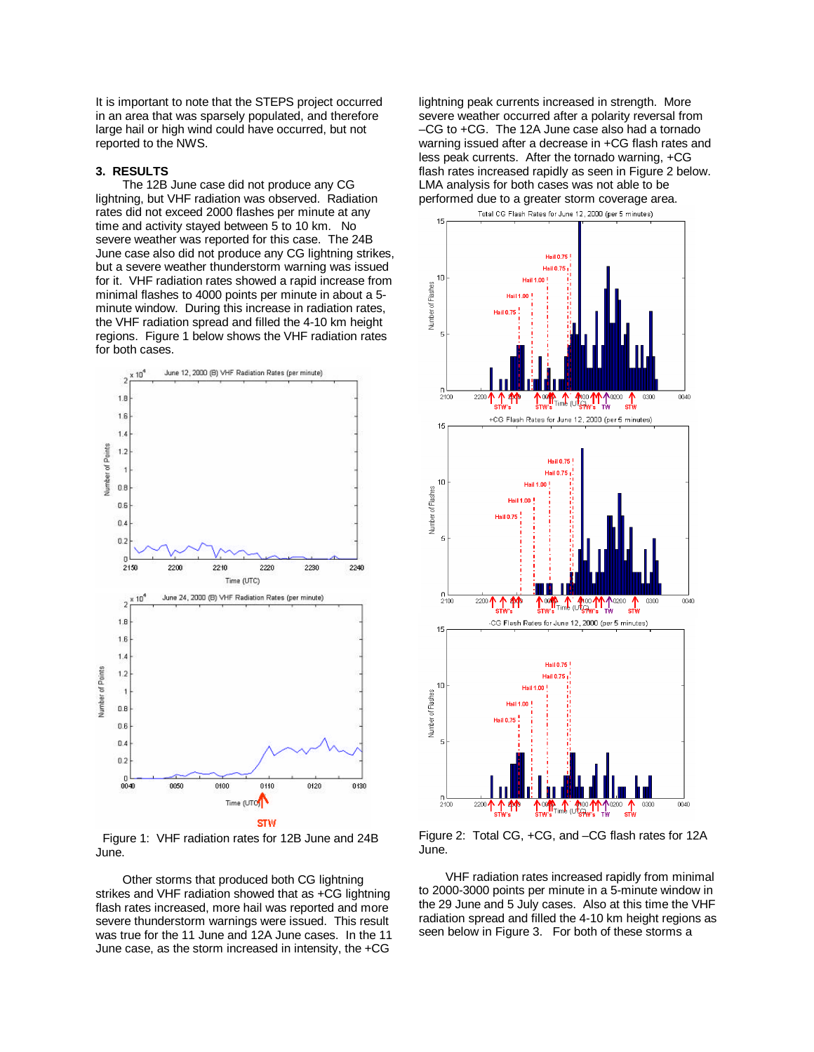It is important to note that the STEPS project occurred in an area that was sparsely populated, and therefore large hail or high wind could have occurred, but not reported to the NWS.

## 3. RESULTS

The 12B June case did not produce any CG lightning, but VHF radiation was observed. Radiation rates did not exceed 2000 flashes per minute at any time and activity stayed between 5 to 10 km. No severe weather was reported for this case. The 24B June case also did not produce any CG lightning strikes, but a severe weather thunderstorm warning was issued for it. VHF radiation rates showed a rapid increase from minimal flashes to 4000 points per minute in about a 5-minute window. During this increase in radiation rates, the VHF radiation spread and filled the 4-10 km height regions. Figure 1 below shows the VHF radiation rates for both cases.

June 12, 2000 (B) VHF Radiation Rates (per minute)

$\times 10^4$

Number of Points

Time (UTC)

June 24, 2000 (B) VHF Radiation Rates (per minute)

$\times 10^4$

Number of Points

Time (UTC)

STW

Figure 1: VHF radiation rates for 12B June and 24B June.

Other storms that produced both CG lightning strikes and VHF radiation showed that as +CG lightning flash rates increased, more hail was reported and more severe thunderstorm warnings were issued. This result was true for the 11 June and 12A June cases. In the 11 June case, as the storm increased in intensity, the +CG lightning peak currents increased in strength. More severe weather occurred after a polarity reversal from –CG to +CG. The 12A June case also had a tornado warning issued after a decrease in +CG flash rates and less peak currents. After the tornado warning, +CG flash rates increased rapidly as seen in Figure 2 below. LMA analysis for both cases was not able to be performed due to a greater storm coverage area.

Total CG Flash Rates for June 12, 2000 (per 5 minutes)

+CG Flash Rates for June 12, 2000 (per 5 minutes)

-CG Flash Rates for June 12, 2000 (per 5 minutes)

Number of Flashes

Time (UTC)

Hail 0.75, Hail 1.00

STW's, TW, STW

Figure 2: Total CG, +CG, and –CG flash rates for 12A June.

VHF radiation rates increased rapidly from minimal to 2000-3000 points per minute in a 5-minute window in the 29 June and 5 July cases. Also at this time the VHF radiation spread and filled the 4-10 km height regions as seen below in Figure 3. For both of these storms a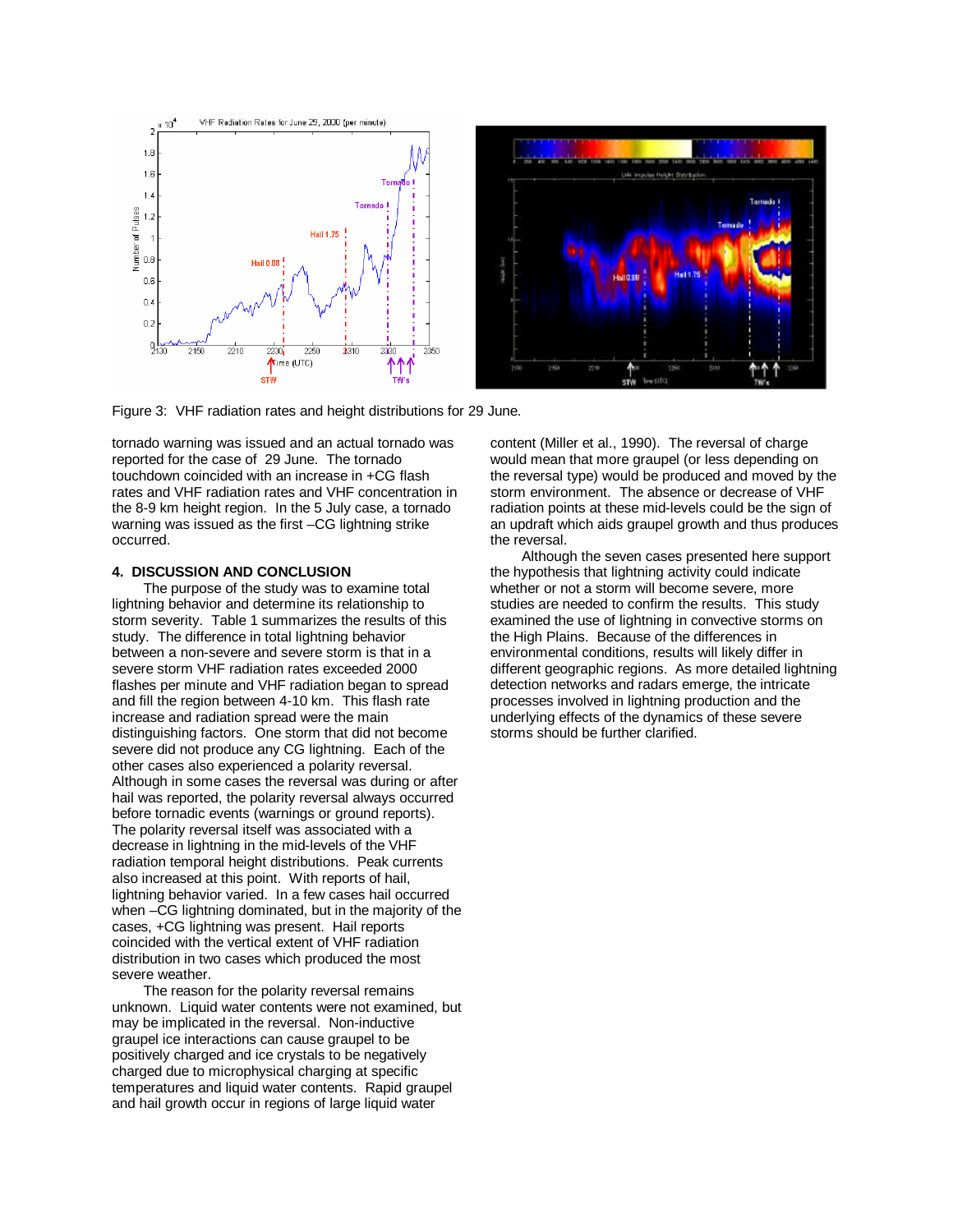VHF Radiation Rates for June 29, 2000 (per minute)

x 10^4

Number of Pulses

2
1.8
1.6
1.4
1.2
1
0.8
0.6
0.4
0.2
0

2130 2150 2210 2230 2250 2310 2330 2350

Time (UTC)

Hail 0.88

Hail 1.75

Tornado

Tornado

STW

TW's

LMA Impulse Height Distribution

Hail 0.88

Hail 1.75

Tornado

Tornado

STW

TW's

Figure 3: VHF radiation rates and height distributions for 29 June.

tornado warning was issued and an actual tornado was reported for the case of 29 June. The tornado touchdown coincided with an increase in +CG flash rates and VHF radiation rates and VHF concentration in the 8-9 km height region. In the 5 July case, a tornado warning was issued as the first –CG lightning strike occurred.

## 4. DISCUSSION AND CONCLUSION

The purpose of the study was to examine total lightning behavior and determine its relationship to storm severity. Table 1 summarizes the results of this study. The difference in total lightning behavior between a non-severe and severe storm is that in a severe storm VHF radiation rates exceeded 2000 flashes per minute and VHF radiation began to spread and fill the region between 4-10 km. This flash rate increase and radiation spread were the main distinguishing factors. One storm that did not become severe did not produce any CG lightning. Each of the other cases also experienced a polarity reversal. Although in some cases the reversal was during or after hail was reported, the polarity reversal always occurred before tornadic events (warnings or ground reports). The polarity reversal itself was associated with a decrease in lightning in the mid-levels of the VHF radiation temporal height distributions. Peak currents also increased at this point. With reports of hail, lightning behavior varied. In a few cases hail occurred when –CG lightning dominated, but in the majority of the cases, +CG lightning was present. Hail reports coincided with the vertical extent of VHF radiation distribution in two cases which produced the most severe weather.

The reason for the polarity reversal remains unknown. Liquid water contents were not examined, but may be implicated in the reversal. Non-inductive graupel ice interactions can cause graupel to be positively charged and ice crystals to be negatively charged due to microphysical charging at specific temperatures and liquid water contents. Rapid graupel and hail growth occur in regions of large liquid water content (Miller et al., 1990). The reversal of charge would mean that more graupel (or less depending on the reversal type) would be produced and moved by the storm environment. The absence or decrease of VHF radiation points at these mid-levels could be the sign of an updraft which aids graupel growth and thus produces the reversal.

Although the seven cases presented here support the hypothesis that lightning activity could indicate whether or not a storm will become severe, more studies are needed to confirm the results. This study examined the use of lightning in convective storms on the High Plains. Because of the differences in environmental conditions, results will likely differ in different geographic regions. As more detailed lightning detection networks and radars emerge, the intricate processes involved in lightning production and the underlying effects of the dynamics of these severe storms should be further clarified.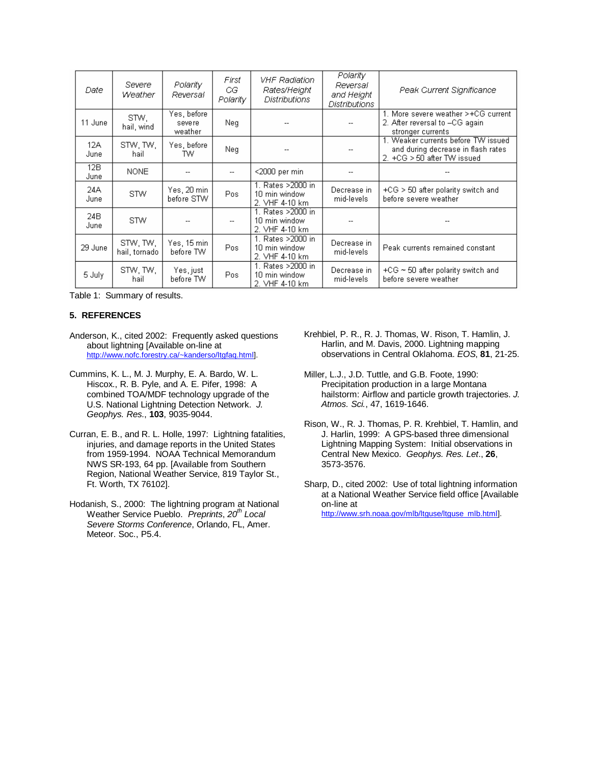| Date | Severe Weather | Polarity Reversal | First CG Polarity | VHF Radiation Rates/Height Distributions | Polarity Reversal and Height Distributions | Peak Current Significance |
|---|---|---|---|---|---|---|
| 11 June | STW, hail, wind | Yes, before severe weather | Neg | -- | -- | 1. More severe weather >+CG current 2. After reversal to –CG again stronger currents |
| 12A June | STW, TW, hail | Yes, before TW | Neg | -- | -- | 1. Weaker currents before TW issued and during decrease in flash rates 2. +CG > 50 after TW issued |
| 12B June | NONE | -- | -- | <2000 per min | -- | -- |
| 24A June | STW | Yes, 20 min before STW | Pos | 1. Rates >2000 in 10 min window 2. VHF 4-10 km | Decrease in mid-levels | +CG > 50 after polarity switch and before severe weather |
| 24B June | STW | -- | -- | 1. Rates >2000 in 10 min window 2. VHF 4-10 km | -- | -- |
| 29 June | STW, TW, hail, tornado | Yes, 15 min before TW | Pos | 1. Rates >2000 in 10 min window 2. VHF 4-10 km | Decrease in mid-levels | Peak currents remained constant |
| 5 July | STW, TW, hail | Yes, just before TW | Pos | 1. Rates >2000 in 10 min window 2. VHF 4-10 km | Decrease in mid-levels | +CG ~ 50 after polarity switch and before severe weather |

Table 1: Summary of results.

## 5. REFERENCES

Anderson, K., cited 2002: Frequently asked questions about lightning [Available on-line at http://www.nofc.forestry.ca/~kanderso/ltgfaq.html].

Cummins, K. L., M. J. Murphy, E. A. Bardo, W. L. Hiscox., R. B. Pyle, and A. E. Pifer, 1998: A combined TOA/MDF technology upgrade of the U.S. National Lightning Detection Network. *J. Geophys. Res.*, **103**, 9035-9044.

Curran, E. B., and R. L. Holle, 1997: Lightning fatalities, injuries, and damage reports in the United States from 1959-1994. NOAA Technical Memorandum NWS SR-193, 64 pp. [Available from Southern Region, National Weather Service, 819 Taylor St., Ft. Worth, TX 76102].

Hodanish, S., 2000: The lightning program at National Weather Service Pueblo. *Preprints*, *20th Local Severe Storms Conference*, Orlando, FL, Amer. Meteor. Soc., P5.4.

Krehbiel, P. R., R. J. Thomas, W. Rison, T. Hamlin, J. Harlin, and M. Davis, 2000. Lightning mapping observations in Central Oklahoma. *EOS*, **81**, 21-25.

Miller, L.J., J.D. Tuttle, and G.B. Foote, 1990: Precipitation production in a large Montana hailstorm: Airflow and particle growth trajectories. *J. Atmos. Sci.*, 47, 1619-1646.

Rison, W., R. J. Thomas, P. R. Krehbiel, T. Hamlin, and J. Harlin, 1999: A GPS-based three dimensional Lightning Mapping System: Initial observations in Central New Mexico. *Geophys. Res. Let.*, **26**, 3573-3576.

Sharp, D., cited 2002: Use of total lightning information at a National Weather Service field office [Available on-line at http://www.srh.noaa.gov/mlb/ltguse/ltguse_mlb.html].